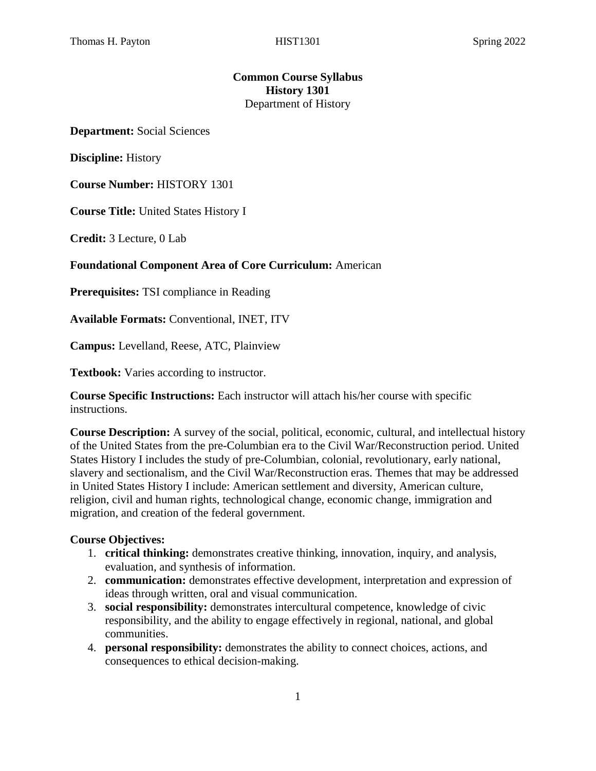# Common Course Syllabus
## History 1301
Department of History

**Department:** Social Sciences

**Discipline:** History

**Course Number:** HISTORY 1301

**Course Title:** United States History I

**Credit:** 3 Lecture, 0 Lab

**Foundational Component Area of Core Curriculum:** American

**Prerequisites:** TSI compliance in Reading

**Available Formats:** Conventional, INET, ITV

**Campus:** Levelland, Reese, ATC, Plainview

**Textbook:** Varies according to instructor.

**Course Specific Instructions:** Each instructor will attach his/her course with specific instructions.

**Course Description:** A survey of the social, political, economic, cultural, and intellectual history of the United States from the pre-Columbian era to the Civil War/Reconstruction period. United States History I includes the study of pre-Columbian, colonial, revolutionary, early national, slavery and sectionalism, and the Civil War/Reconstruction eras. Themes that may be addressed in United States History I include: American settlement and diversity, American culture, religion, civil and human rights, technological change, economic change, immigration and migration, and creation of the federal government.

**Course Objectives:**

1. **critical thinking:** demonstrates creative thinking, innovation, inquiry, and analysis, evaluation, and synthesis of information.
2. **communication:** demonstrates effective development, interpretation and expression of ideas through written, oral and visual communication.
3. **social responsibility:** demonstrates intercultural competence, knowledge of civic responsibility, and the ability to engage effectively in regional, national, and global communities.
4. **personal responsibility:** demonstrates the ability to connect choices, actions, and consequences to ethical decision-making.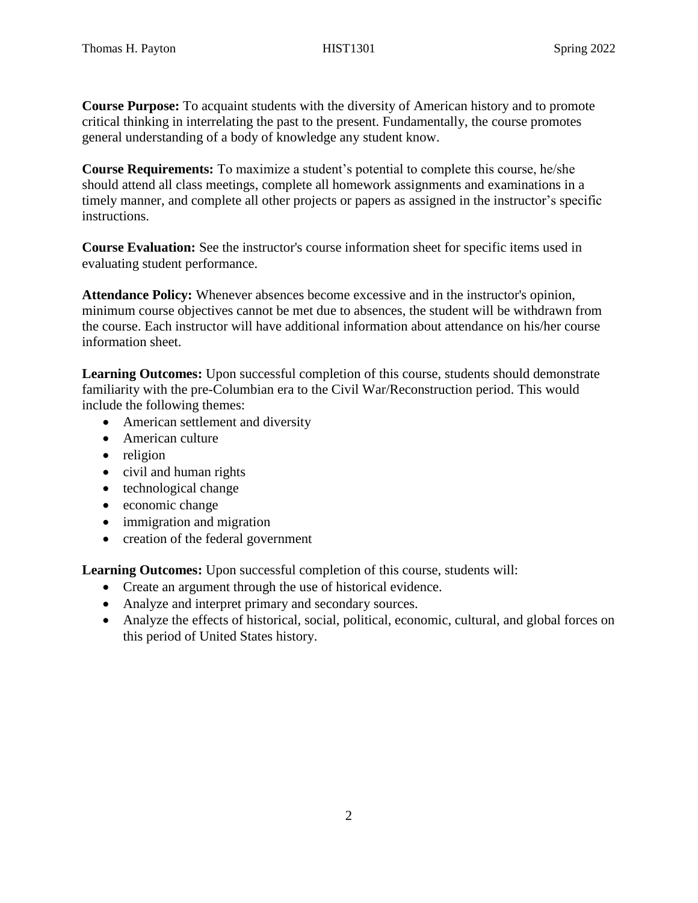**Course Purpose:** To acquaint students with the diversity of American history and to promote critical thinking in interrelating the past to the present. Fundamentally, the course promotes general understanding of a body of knowledge any student know.

**Course Requirements:** To maximize a student's potential to complete this course, he/she should attend all class meetings, complete all homework assignments and examinations in a timely manner, and complete all other projects or papers as assigned in the instructor's specific instructions.

**Course Evaluation:** See the instructor's course information sheet for specific items used in evaluating student performance.

**Attendance Policy:** Whenever absences become excessive and in the instructor's opinion, minimum course objectives cannot be met due to absences, the student will be withdrawn from the course. Each instructor will have additional information about attendance on his/her course information sheet.

**Learning Outcomes:** Upon successful completion of this course, students should demonstrate familiarity with the pre-Columbian era to the Civil War/Reconstruction period. This would include the following themes:

- American settlement and diversity
- American culture
- religion
- civil and human rights
- technological change
- economic change
- immigration and migration
- creation of the federal government

**Learning Outcomes:** Upon successful completion of this course, students will:

- Create an argument through the use of historical evidence.
- Analyze and interpret primary and secondary sources.
- Analyze the effects of historical, social, political, economic, cultural, and global forces on this period of United States history.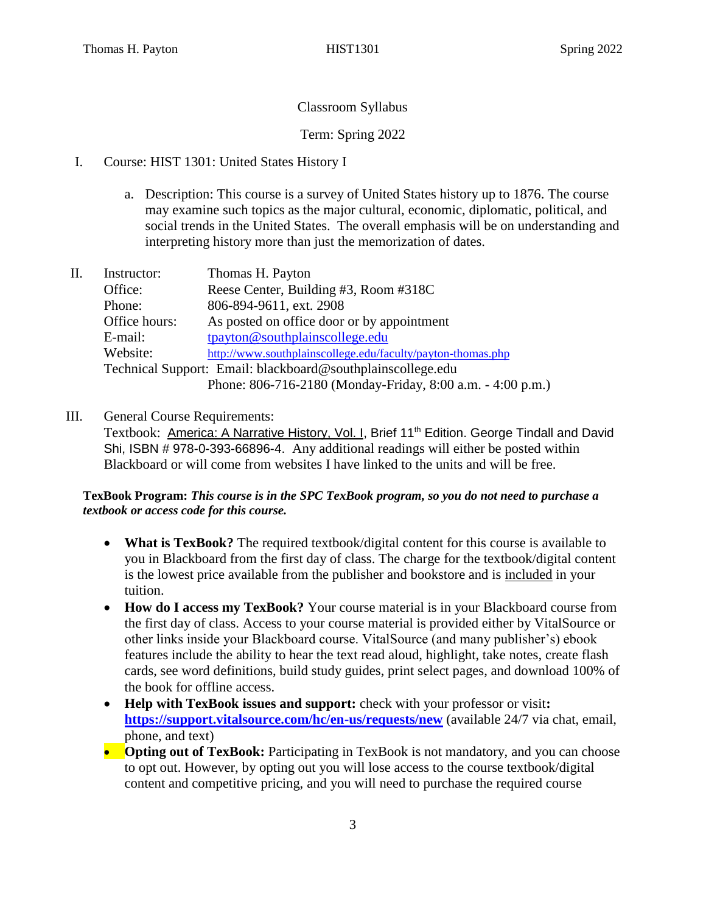Classroom Syllabus

Term: Spring 2022

I. Course: HIST 1301: United States History I

   a. Description: This course is a survey of United States history up to 1876. The course may examine such topics as the major cultural, economic, diplomatic, political, and social trends in the United States. The overall emphasis will be on understanding and interpreting history more than just the memorization of dates.

II. Instructor: Thomas H. Payton
   Office: Reese Center, Building #3, Room #318C
   Phone: 806-894-9611, ext. 2908
   Office hours: As posted on office door or by appointment
   E-mail: tpayton@southplainscollege.edu
   Website: http://www.southplainscollege.edu/faculty/payton-thomas.php
   Technical Support: Email: blackboard@southplainscollege.edu
   Phone: 806-716-2180 (Monday-Friday, 8:00 a.m. - 4:00 p.m.)

III. General Course Requirements:
   Textbook: America: A Narrative History, Vol. I, Brief 11th Edition. George Tindall and David Shi, ISBN # 978-0-393-66896-4. Any additional readings will either be posted within Blackboard or will come from websites I have linked to the units and will be free.

**TexBook Program:** ***This course is in the SPC TexBook program, so you do not need to purchase a textbook or access code for this course.***

- **What is TexBook?** The required textbook/digital content for this course is available to you in Blackboard from the first day of class. The charge for the textbook/digital content is the lowest price available from the publisher and bookstore and is included in your tuition.
- **How do I access my TexBook?** Your course material is in your Blackboard course from the first day of class. Access to your course material is provided either by VitalSource or other links inside your Blackboard course. VitalSource (and many publisher's) ebook features include the ability to hear the text read aloud, highlight, take notes, create flash cards, see word definitions, build study guides, print select pages, and download 100% of the book for offline access.
- **Help with TexBook issues and support:** check with your professor or visit**:** **https://support.vitalsource.com/hc/en-us/requests/new** (available 24/7 via chat, email, phone, and text)
- **Opting out of TexBook:** Participating in TexBook is not mandatory, and you can choose to opt out. However, by opting out you will lose access to the course textbook/digital content and competitive pricing, and you will need to purchase the required course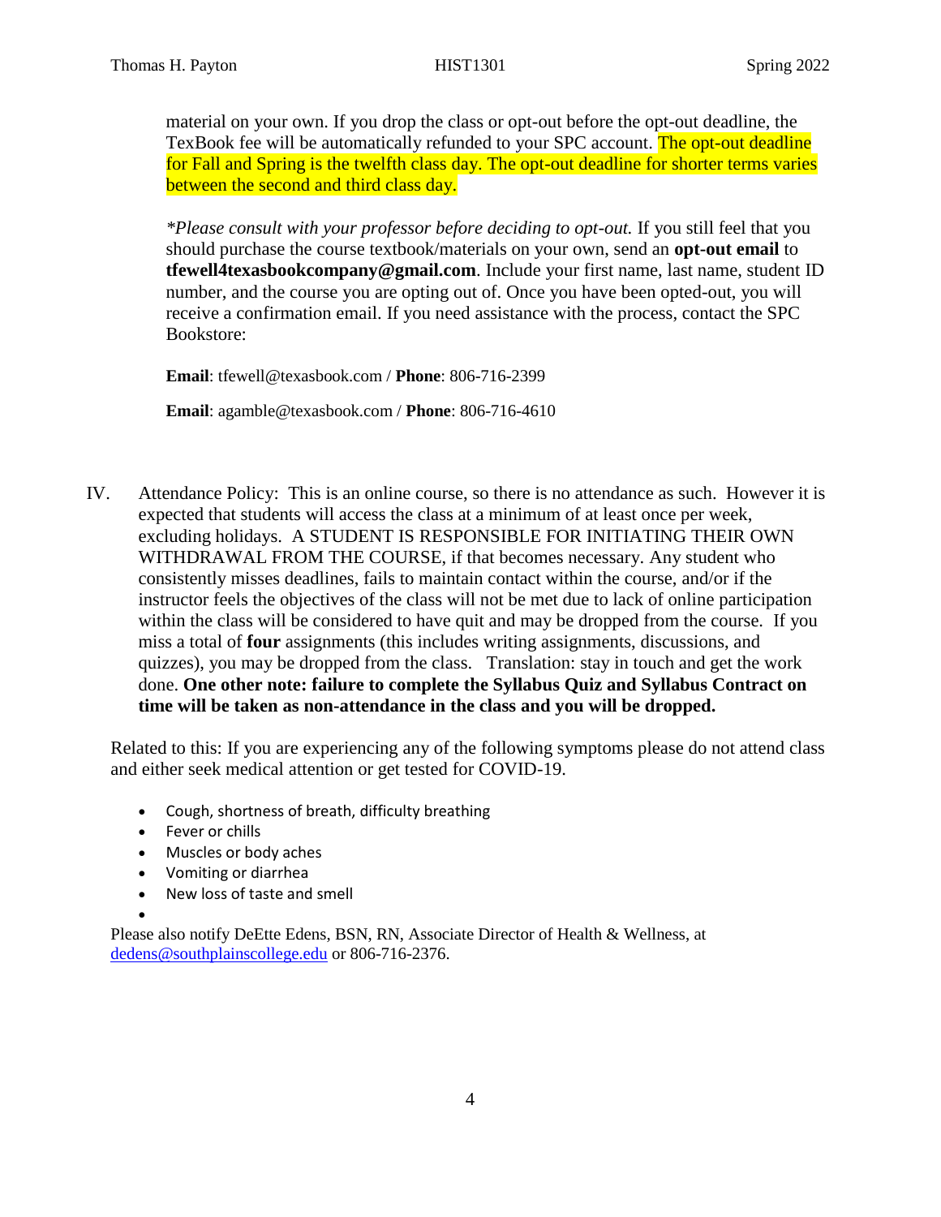material on your own. If you drop the class or opt-out before the opt-out deadline, the TexBook fee will be automatically refunded to your SPC account. The opt-out deadline for Fall and Spring is the twelfth class day. The opt-out deadline for shorter terms varies between the second and third class day.

*\*Please consult with your professor before deciding to opt-out.* If you still feel that you should purchase the course textbook/materials on your own, send an **opt-out email** to **tfewell4texasbookcompany@gmail.com**. Include your first name, last name, student ID number, and the course you are opting out of. Once you have been opted-out, you will receive a confirmation email. If you need assistance with the process, contact the SPC Bookstore:

**Email**: tfewell@texasbook.com / **Phone**: 806-716-2399

**Email**: agamble@texasbook.com / **Phone**: 806-716-4610

IV. Attendance Policy: This is an online course, so there is no attendance as such. However it is expected that students will access the class at a minimum of at least once per week, excluding holidays. A STUDENT IS RESPONSIBLE FOR INITIATING THEIR OWN WITHDRAWAL FROM THE COURSE, if that becomes necessary. Any student who consistently misses deadlines, fails to maintain contact within the course, and/or if the instructor feels the objectives of the class will not be met due to lack of online participation within the class will be considered to have quit and may be dropped from the course. If you miss a total of **four** assignments (this includes writing assignments, discussions, and quizzes), you may be dropped from the class. Translation: stay in touch and get the work done. **One other note: failure to complete the Syllabus Quiz and Syllabus Contract on time will be taken as non-attendance in the class and you will be dropped.**

Related to this: If you are experiencing any of the following symptoms please do not attend class and either seek medical attention or get tested for COVID-19.

- Cough, shortness of breath, difficulty breathing
- Fever or chills
- Muscles or body aches
- Vomiting or diarrhea
- New loss of taste and smell

Please also notify DeEtte Edens, BSN, RN, Associate Director of Health & Wellness, at dedens@southplainscollege.edu or 806-716-2376.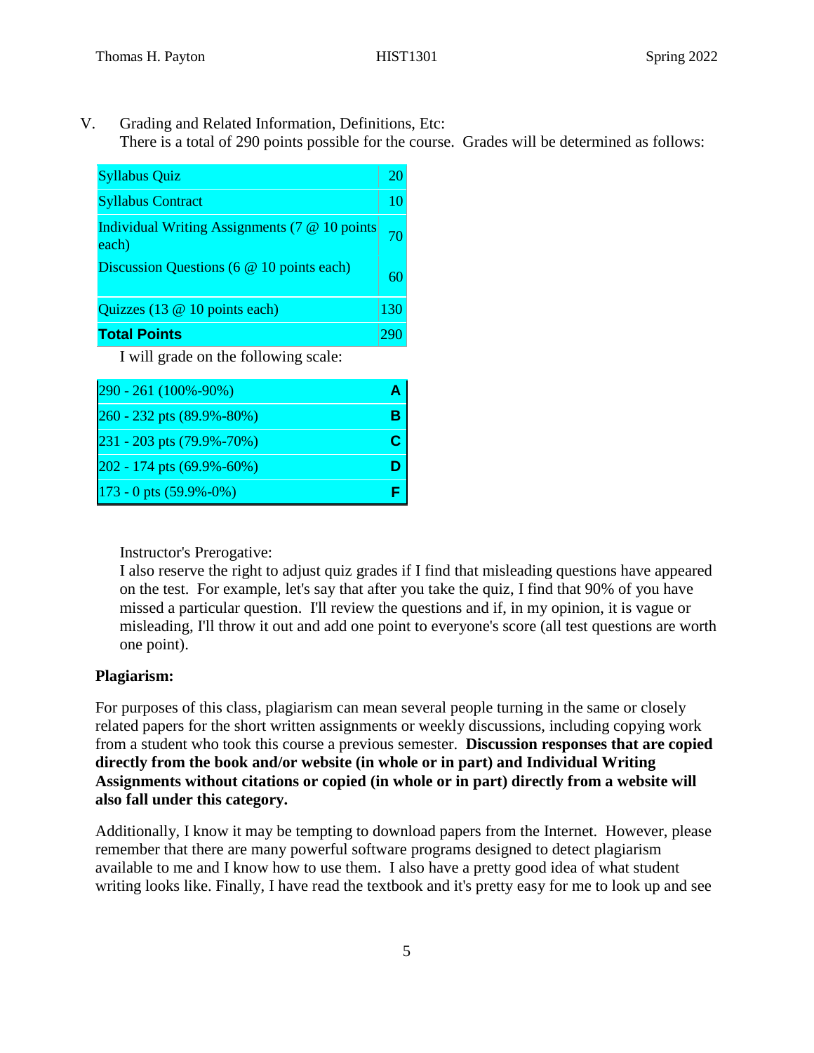V. Grading and Related Information, Definitions, Etc:

There is a total of 290 points possible for the course. Grades will be determined as follows:

| Syllabus Quiz | 20 |
|---|---|
| Syllabus Contract | 10 |
| Individual Writing Assignments (7 @ 10 points each) | 70 |
| Discussion Questions (6 @ 10 points each) | 60 |
| Quizzes (13 @ 10 points each) | 130 |
| **Total Points** | 290 |

I will grade on the following scale:

| 290 - 261 (100%-90%) | **A** |
|---|---|
| 260 - 232 pts (89.9%-80%) | **B** |
| 231 - 203 pts (79.9%-70%) | **C** |
| 202 - 174 pts (69.9%-60%) | **D** |
| 173 - 0 pts (59.9%-0%) | **F** |

Instructor's Prerogative:

I also reserve the right to adjust quiz grades if I find that misleading questions have appeared on the test. For example, let's say that after you take the quiz, I find that 90% of you have missed a particular question. I'll review the questions and if, in my opinion, it is vague or misleading, I'll throw it out and add one point to everyone's score (all test questions are worth one point).

**Plagiarism:**

For purposes of this class, plagiarism can mean several people turning in the same or closely related papers for the short written assignments or weekly discussions, including copying work from a student who took this course a previous semester. **Discussion responses that are copied directly from the book and/or website (in whole or in part) and Individual Writing Assignments without citations or copied (in whole or in part) directly from a website will also fall under this category.**

Additionally, I know it may be tempting to download papers from the Internet. However, please remember that there are many powerful software programs designed to detect plagiarism available to me and I know how to use them. I also have a pretty good idea of what student writing looks like. Finally, I have read the textbook and it's pretty easy for me to look up and see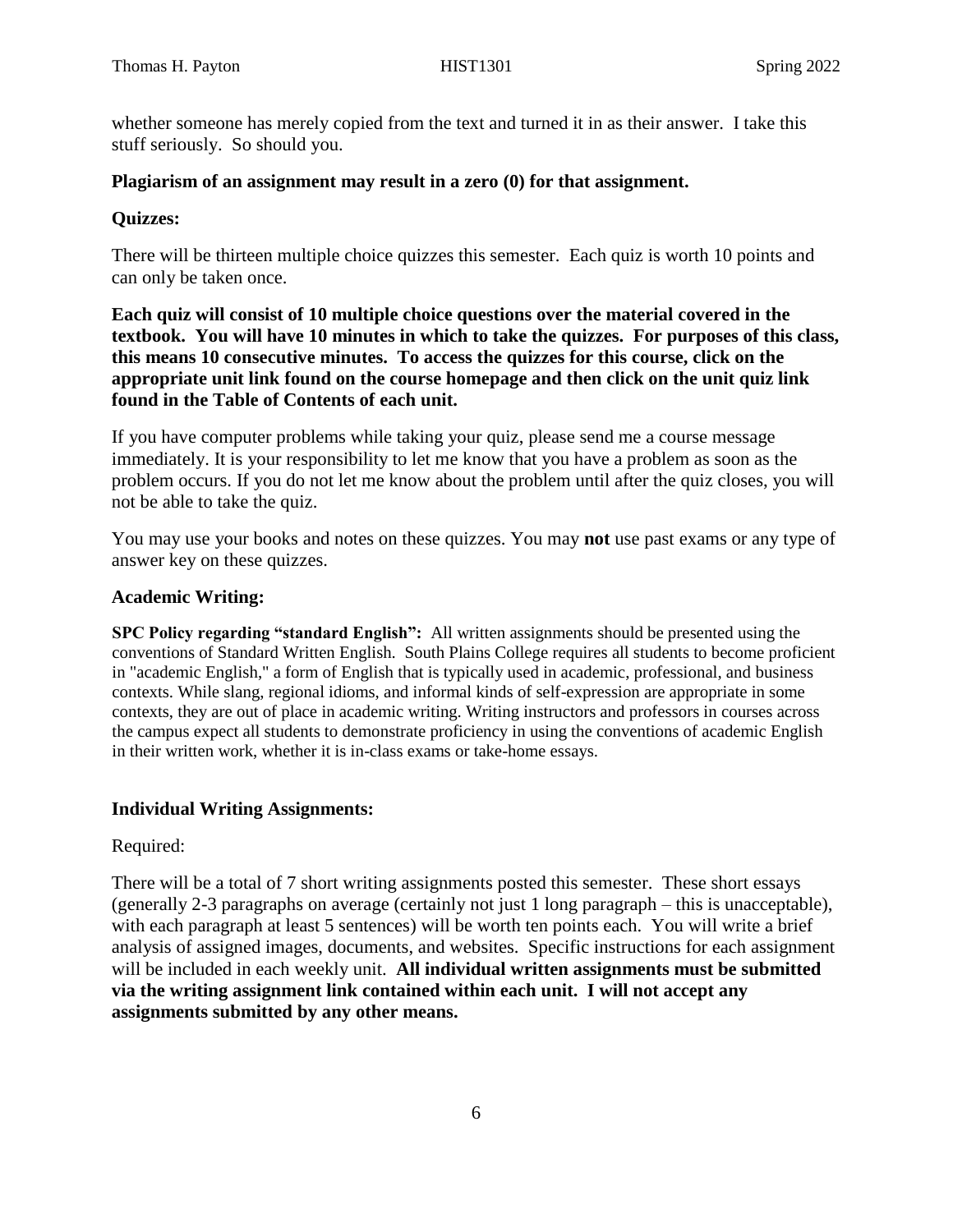whether someone has merely copied from the text and turned it in as their answer. I take this stuff seriously. So should you.

**Plagiarism of an assignment may result in a zero (0) for that assignment.**

**Quizzes:**

There will be thirteen multiple choice quizzes this semester. Each quiz is worth 10 points and can only be taken once.

**Each quiz will consist of 10 multiple choice questions over the material covered in the textbook. You will have 10 minutes in which to take the quizzes. For purposes of this class, this means 10 consecutive minutes. To access the quizzes for this course, click on the appropriate unit link found on the course homepage and then click on the unit quiz link found in the Table of Contents of each unit.**

If you have computer problems while taking your quiz, please send me a course message immediately. It is your responsibility to let me know that you have a problem as soon as the problem occurs. If you do not let me know about the problem until after the quiz closes, you will not be able to take the quiz.

You may use your books and notes on these quizzes. You may **not** use past exams or any type of answer key on these quizzes.

**Academic Writing:**

**SPC Policy regarding "standard English":** All written assignments should be presented using the conventions of Standard Written English. South Plains College requires all students to become proficient in "academic English," a form of English that is typically used in academic, professional, and business contexts. While slang, regional idioms, and informal kinds of self-expression are appropriate in some contexts, they are out of place in academic writing. Writing instructors and professors in courses across the campus expect all students to demonstrate proficiency in using the conventions of academic English in their written work, whether it is in-class exams or take-home essays.

**Individual Writing Assignments:**

Required:

There will be a total of 7 short writing assignments posted this semester. These short essays (generally 2-3 paragraphs on average (certainly not just 1 long paragraph – this is unacceptable), with each paragraph at least 5 sentences) will be worth ten points each. You will write a brief analysis of assigned images, documents, and websites. Specific instructions for each assignment will be included in each weekly unit. **All individual written assignments must be submitted via the writing assignment link contained within each unit. I will not accept any assignments submitted by any other means.**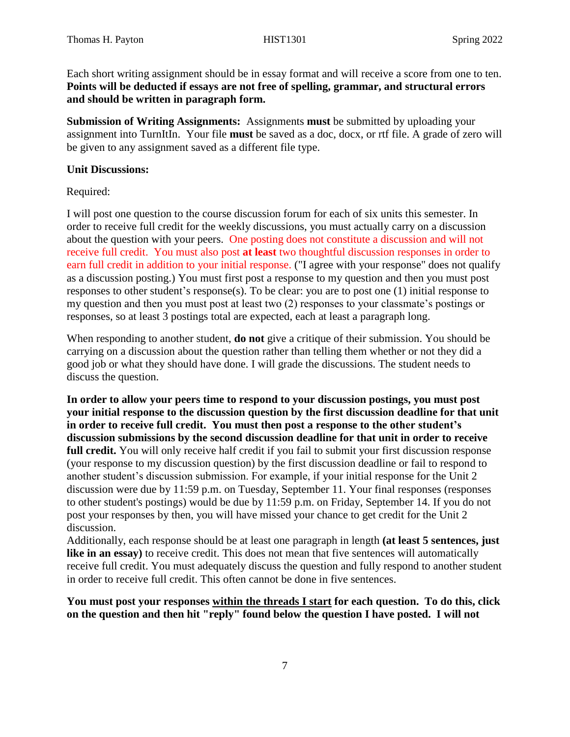Each short writing assignment should be in essay format and will receive a score from one to ten. **Points will be deducted if essays are not free of spelling, grammar, and structural errors and should be written in paragraph form.**

**Submission of Writing Assignments:** Assignments **must** be submitted by uploading your assignment into TurnItIn. Your file **must** be saved as a doc, docx, or rtf file. A grade of zero will be given to any assignment saved as a different file type.

**Unit Discussions:**

Required:

I will post one question to the course discussion forum for each of six units this semester. In order to receive full credit for the weekly discussions, you must actually carry on a discussion about the question with your peers. One posting does not constitute a discussion and will not receive full credit. You must also post **at least** two thoughtful discussion responses in order to earn full credit in addition to your initial response. ("I agree with your response" does not qualify as a discussion posting.) You must first post a response to my question and then you must post responses to other student's response(s). To be clear: you are to post one (1) initial response to my question and then you must post at least two (2) responses to your classmate's postings or responses, so at least 3 postings total are expected, each at least a paragraph long.

When responding to another student, **do not** give a critique of their submission. You should be carrying on a discussion about the question rather than telling them whether or not they did a good job or what they should have done. I will grade the discussions. The student needs to discuss the question.

**In order to allow your peers time to respond to your discussion postings, you must post your initial response to the discussion question by the first discussion deadline for that unit in order to receive full credit. You must then post a response to the other student's discussion submissions by the second discussion deadline for that unit in order to receive full credit.** You will only receive half credit if you fail to submit your first discussion response (your response to my discussion question) by the first discussion deadline or fail to respond to another student's discussion submission. For example, if your initial response for the Unit 2 discussion were due by 11:59 p.m. on Tuesday, September 11. Your final responses (responses to other student's postings) would be due by 11:59 p.m. on Friday, September 14. If you do not post your responses by then, you will have missed your chance to get credit for the Unit 2 discussion.
Additionally, each response should be at least one paragraph in length **(at least 5 sentences, just like in an essay)** to receive credit. This does not mean that five sentences will automatically receive full credit. You must adequately discuss the question and fully respond to another student in order to receive full credit. This often cannot be done in five sentences.

**You must post your responses <u>within the threads I start</u> for each question. To do this, click on the question and then hit "reply" found below the question I have posted. I will not**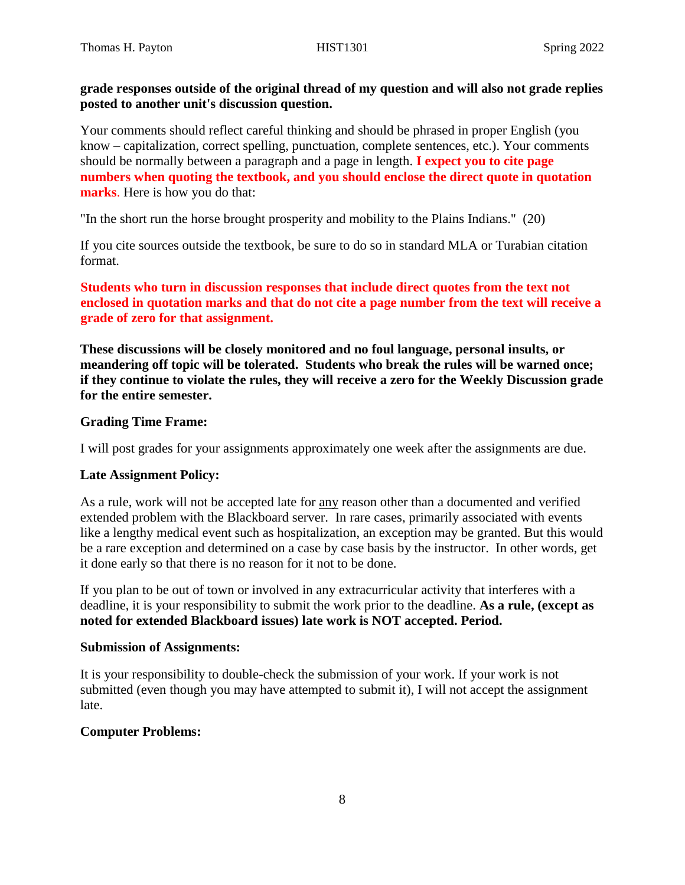**grade responses outside of the original thread of my question and will also not grade replies posted to another unit's discussion question.**

Your comments should reflect careful thinking and should be phrased in proper English (you know – capitalization, correct spelling, punctuation, complete sentences, etc.). Your comments should be normally between a paragraph and a page in length. **I expect you to cite page numbers when quoting the textbook, and you should enclose the direct quote in quotation marks**. Here is how you do that:

"In the short run the horse brought prosperity and mobility to the Plains Indians." (20)

If you cite sources outside the textbook, be sure to do so in standard MLA or Turabian citation format.

**Students who turn in discussion responses that include direct quotes from the text not enclosed in quotation marks and that do not cite a page number from the text will receive a grade of zero for that assignment.**

**These discussions will be closely monitored and no foul language, personal insults, or meandering off topic will be tolerated. Students who break the rules will be warned once; if they continue to violate the rules, they will receive a zero for the Weekly Discussion grade for the entire semester.**

**Grading Time Frame:**

I will post grades for your assignments approximately one week after the assignments are due.

**Late Assignment Policy:**

As a rule, work will not be accepted late for any reason other than a documented and verified extended problem with the Blackboard server. In rare cases, primarily associated with events like a lengthy medical event such as hospitalization, an exception may be granted. But this would be a rare exception and determined on a case by case basis by the instructor. In other words, get it done early so that there is no reason for it not to be done.

If you plan to be out of town or involved in any extracurricular activity that interferes with a deadline, it is your responsibility to submit the work prior to the deadline. **As a rule, (except as noted for extended Blackboard issues) late work is NOT accepted. Period.**

**Submission of Assignments:**

It is your responsibility to double-check the submission of your work. If your work is not submitted (even though you may have attempted to submit it), I will not accept the assignment late.

**Computer Problems:**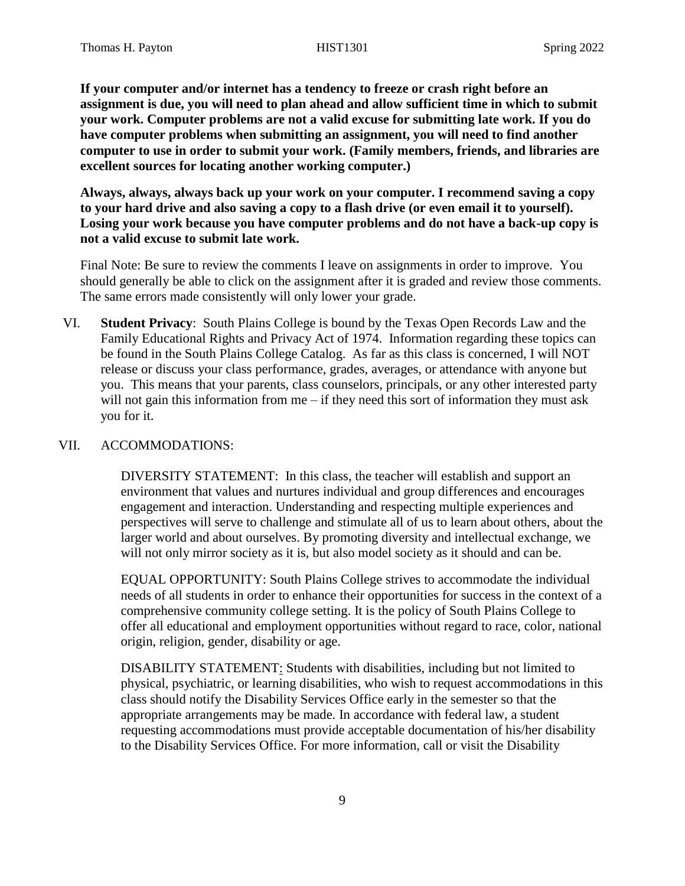**If your computer and/or internet has a tendency to freeze or crash right before an assignment is due, you will need to plan ahead and allow sufficient time in which to submit your work. Computer problems are not a valid excuse for submitting late work. If you do have computer problems when submitting an assignment, you will need to find another computer to use in order to submit your work. (Family members, friends, and libraries are excellent sources for locating another working computer.)**

**Always, always, always back up your work on your computer. I recommend saving a copy to your hard drive and also saving a copy to a flash drive (or even email it to yourself). Losing your work because you have computer problems and do not have a back-up copy is not a valid excuse to submit late work.**

Final Note: Be sure to review the comments I leave on assignments in order to improve. You should generally be able to click on the assignment after it is graded and review those comments. The same errors made consistently will only lower your grade.

VI. **Student Privacy**: South Plains College is bound by the Texas Open Records Law and the Family Educational Rights and Privacy Act of 1974. Information regarding these topics can be found in the South Plains College Catalog. As far as this class is concerned, I will NOT release or discuss your class performance, grades, averages, or attendance with anyone but you. This means that your parents, class counselors, principals, or any other interested party will not gain this information from me – if they need this sort of information they must ask you for it.

VII. ACCOMMODATIONS:

DIVERSITY STATEMENT: In this class, the teacher will establish and support an environment that values and nurtures individual and group differences and encourages engagement and interaction. Understanding and respecting multiple experiences and perspectives will serve to challenge and stimulate all of us to learn about others, about the larger world and about ourselves. By promoting diversity and intellectual exchange, we will not only mirror society as it is, but also model society as it should and can be.

EQUAL OPPORTUNITY: South Plains College strives to accommodate the individual needs of all students in order to enhance their opportunities for success in the context of a comprehensive community college setting. It is the policy of South Plains College to offer all educational and employment opportunities without regard to race, color, national origin, religion, gender, disability or age.

DISABILITY STATEMENT: Students with disabilities, including but not limited to physical, psychiatric, or learning disabilities, who wish to request accommodations in this class should notify the Disability Services Office early in the semester so that the appropriate arrangements may be made. In accordance with federal law, a student requesting accommodations must provide acceptable documentation of his/her disability to the Disability Services Office. For more information, call or visit the Disability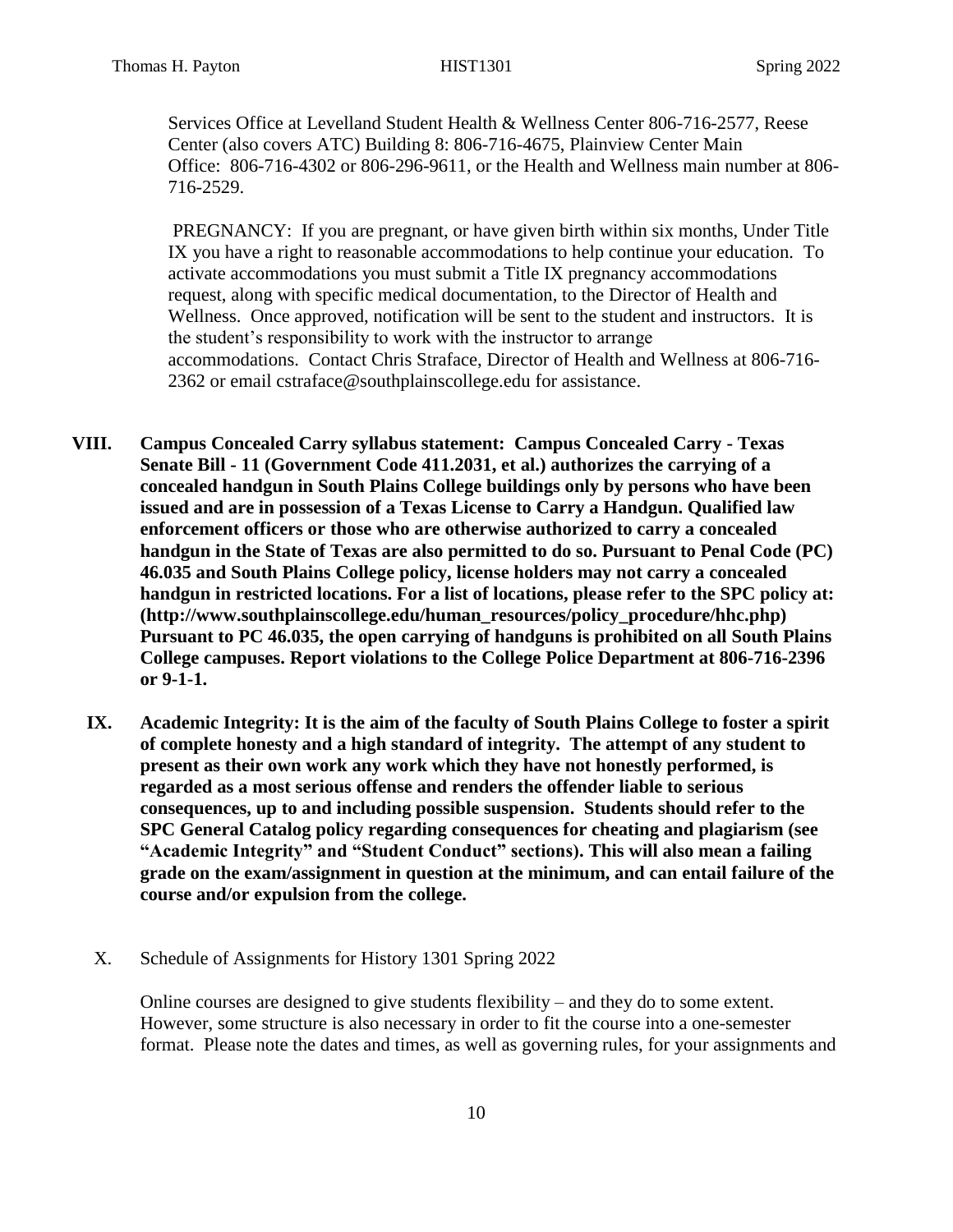Services Office at Levelland Student Health & Wellness Center 806-716-2577, Reese Center (also covers ATC) Building 8: 806-716-4675, Plainview Center Main Office: 806-716-4302 or 806-296-9611, or the Health and Wellness main number at 806-716-2529.

PREGNANCY: If you are pregnant, or have given birth within six months, Under Title IX you have a right to reasonable accommodations to help continue your education. To activate accommodations you must submit a Title IX pregnancy accommodations request, along with specific medical documentation, to the Director of Health and Wellness. Once approved, notification will be sent to the student and instructors. It is the student's responsibility to work with the instructor to arrange accommodations. Contact Chris Straface, Director of Health and Wellness at 806-716-2362 or email cstraface@southplainscollege.edu for assistance.

**VIII. Campus Concealed Carry syllabus statement: Campus Concealed Carry - Texas Senate Bill - 11 (Government Code 411.2031, et al.) authorizes the carrying of a concealed handgun in South Plains College buildings only by persons who have been issued and are in possession of a Texas License to Carry a Handgun. Qualified law enforcement officers or those who are otherwise authorized to carry a concealed handgun in the State of Texas are also permitted to do so. Pursuant to Penal Code (PC) 46.035 and South Plains College policy, license holders may not carry a concealed handgun in restricted locations. For a list of locations, please refer to the SPC policy at: (http://www.southplainscollege.edu/human_resources/policy_procedure/hhc.php) Pursuant to PC 46.035, the open carrying of handguns is prohibited on all South Plains College campuses. Report violations to the College Police Department at 806-716-2396 or 9-1-1.**

**IX. Academic Integrity: It is the aim of the faculty of South Plains College to foster a spirit of complete honesty and a high standard of integrity. The attempt of any student to present as their own work any work which they have not honestly performed, is regarded as a most serious offense and renders the offender liable to serious consequences, up to and including possible suspension. Students should refer to the SPC General Catalog policy regarding consequences for cheating and plagiarism (see "Academic Integrity" and "Student Conduct" sections). This will also mean a failing grade on the exam/assignment in question at the minimum, and can entail failure of the course and/or expulsion from the college.**

X. Schedule of Assignments for History 1301 Spring 2022

Online courses are designed to give students flexibility – and they do to some extent. However, some structure is also necessary in order to fit the course into a one-semester format. Please note the dates and times, as well as governing rules, for your assignments and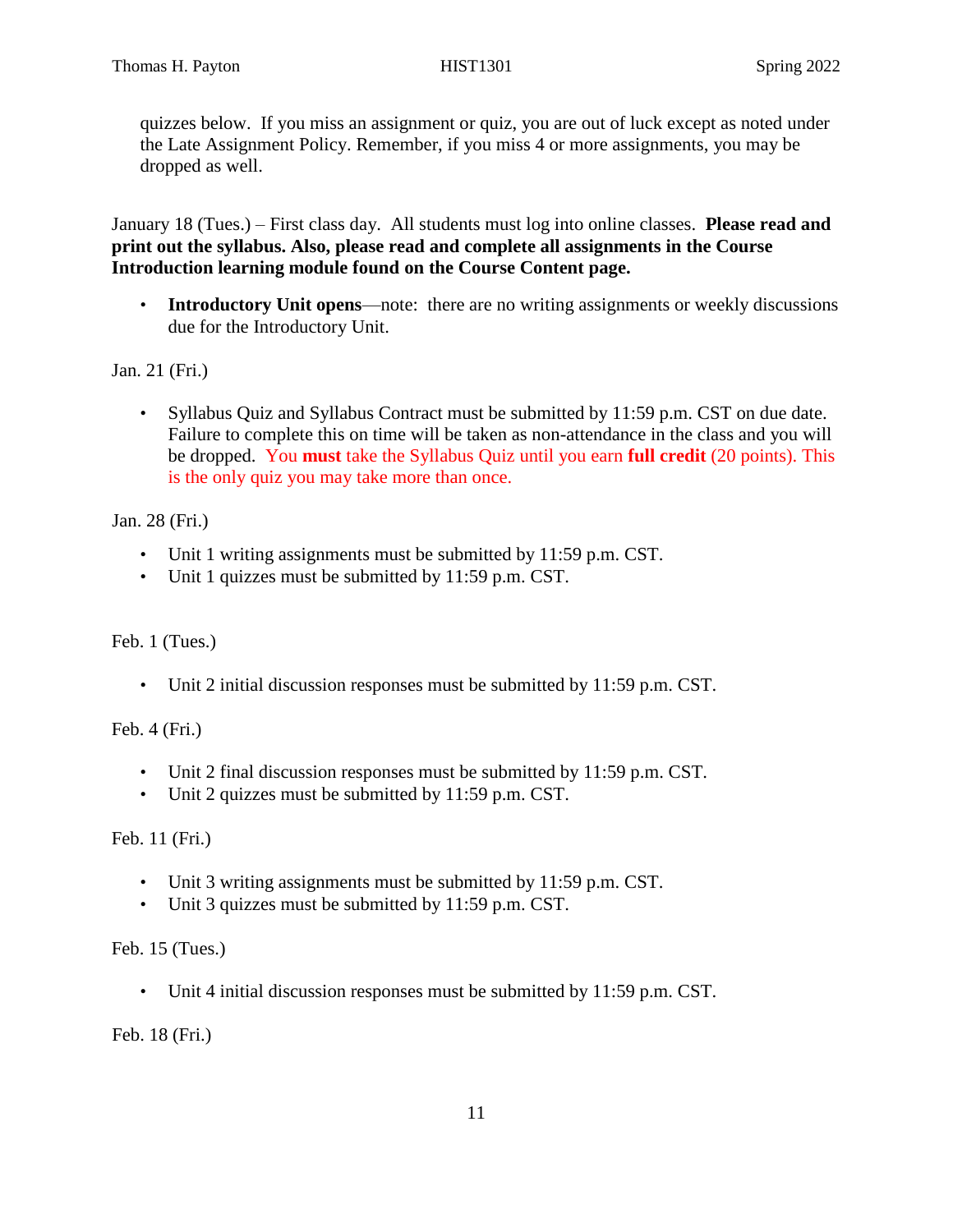quizzes below. If you miss an assignment or quiz, you are out of luck except as noted under the Late Assignment Policy. Remember, if you miss 4 or more assignments, you may be dropped as well.

January 18 (Tues.) – First class day. All students must log into online classes. **Please read and print out the syllabus. Also, please read and complete all assignments in the Course Introduction learning module found on the Course Content page.**

- **Introductory Unit opens**—note: there are no writing assignments or weekly discussions due for the Introductory Unit.

Jan. 21 (Fri.)

- Syllabus Quiz and Syllabus Contract must be submitted by 11:59 p.m. CST on due date. Failure to complete this on time will be taken as non-attendance in the class and you will be dropped. You **must** take the Syllabus Quiz until you earn **full credit** (20 points). This is the only quiz you may take more than once.

Jan. 28 (Fri.)

- Unit 1 writing assignments must be submitted by 11:59 p.m. CST.
- Unit 1 quizzes must be submitted by 11:59 p.m. CST.

Feb. 1 (Tues.)

- Unit 2 initial discussion responses must be submitted by 11:59 p.m. CST.

Feb. 4 (Fri.)

- Unit 2 final discussion responses must be submitted by 11:59 p.m. CST.
- Unit 2 quizzes must be submitted by 11:59 p.m. CST.

Feb. 11 (Fri.)

- Unit 3 writing assignments must be submitted by 11:59 p.m. CST.
- Unit 3 quizzes must be submitted by 11:59 p.m. CST.

Feb. 15 (Tues.)

- Unit 4 initial discussion responses must be submitted by 11:59 p.m. CST.

Feb. 18 (Fri.)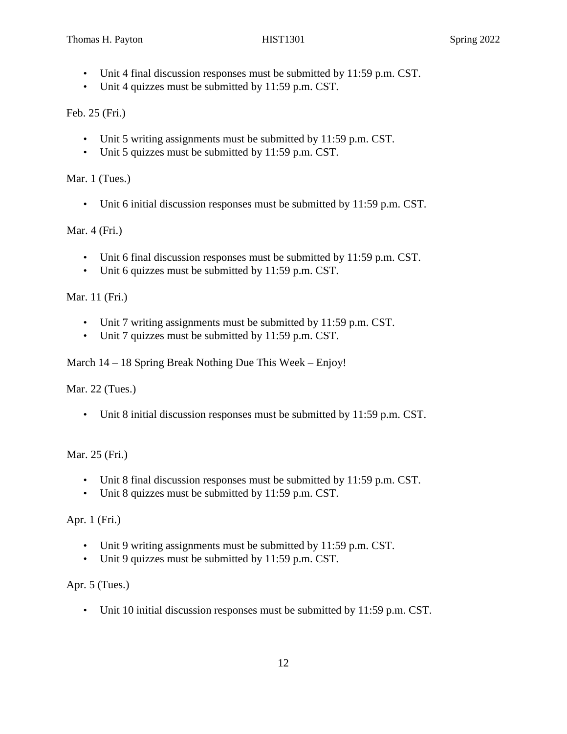- Unit 4 final discussion responses must be submitted by 11:59 p.m. CST.
- Unit 4 quizzes must be submitted by 11:59 p.m. CST.

Feb. 25 (Fri.)

- Unit 5 writing assignments must be submitted by 11:59 p.m. CST.
- Unit 5 quizzes must be submitted by 11:59 p.m. CST.

Mar. 1 (Tues.)

- Unit 6 initial discussion responses must be submitted by 11:59 p.m. CST.

Mar. 4 (Fri.)

- Unit 6 final discussion responses must be submitted by 11:59 p.m. CST.
- Unit 6 quizzes must be submitted by 11:59 p.m. CST.

Mar. 11 (Fri.)

- Unit 7 writing assignments must be submitted by 11:59 p.m. CST.
- Unit 7 quizzes must be submitted by 11:59 p.m. CST.

March 14 – 18 Spring Break Nothing Due This Week – Enjoy!

Mar. 22 (Tues.)

- Unit 8 initial discussion responses must be submitted by 11:59 p.m. CST.

Mar. 25 (Fri.)

- Unit 8 final discussion responses must be submitted by 11:59 p.m. CST.
- Unit 8 quizzes must be submitted by 11:59 p.m. CST.

Apr. 1 (Fri.)

- Unit 9 writing assignments must be submitted by 11:59 p.m. CST.
- Unit 9 quizzes must be submitted by 11:59 p.m. CST.

Apr. 5 (Tues.)

- Unit 10 initial discussion responses must be submitted by 11:59 p.m. CST.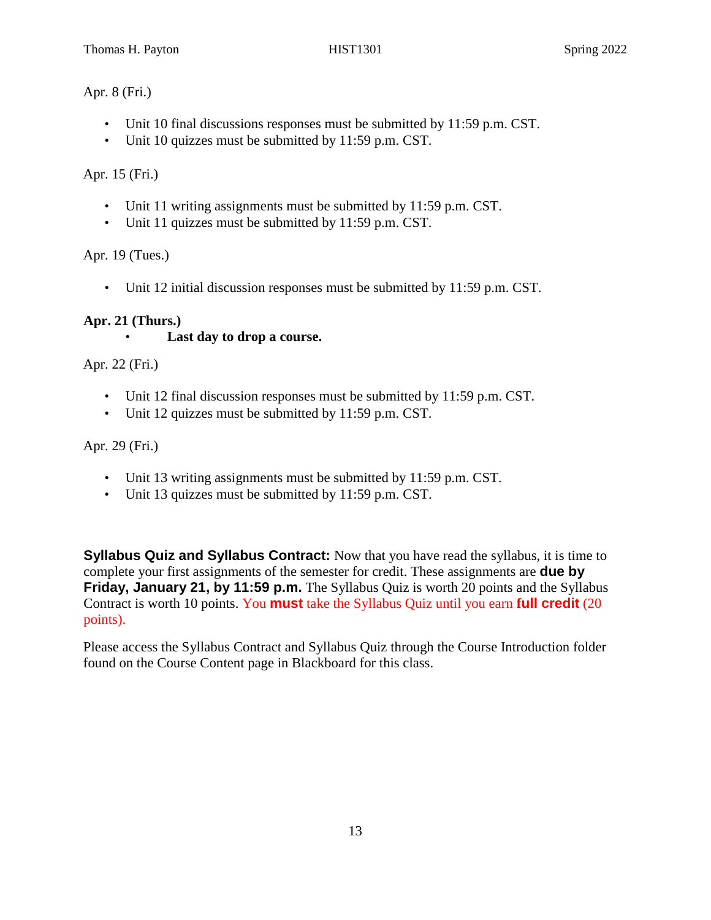Apr. 8 (Fri.)

- Unit 10 final discussions responses must be submitted by 11:59 p.m. CST.
- Unit 10 quizzes must be submitted by 11:59 p.m. CST.

Apr. 15 (Fri.)

- Unit 11 writing assignments must be submitted by 11:59 p.m. CST.
- Unit 11 quizzes must be submitted by 11:59 p.m. CST.

Apr. 19 (Tues.)

- Unit 12 initial discussion responses must be submitted by 11:59 p.m. CST.

**Apr. 21 (Thurs.)**

- **Last day to drop a course.**

Apr. 22 (Fri.)

- Unit 12 final discussion responses must be submitted by 11:59 p.m. CST.
- Unit 12 quizzes must be submitted by 11:59 p.m. CST.

Apr. 29 (Fri.)

- Unit 13 writing assignments must be submitted by 11:59 p.m. CST.
- Unit 13 quizzes must be submitted by 11:59 p.m. CST.

**Syllabus Quiz and Syllabus Contract:** Now that you have read the syllabus, it is time to complete your first assignments of the semester for credit. These assignments are **due by Friday, January 21, by 11:59 p.m.** The Syllabus Quiz is worth 20 points and the Syllabus Contract is worth 10 points. You **must** take the Syllabus Quiz until you earn **full credit** (20 points).

Please access the Syllabus Contract and Syllabus Quiz through the Course Introduction folder found on the Course Content page in Blackboard for this class.